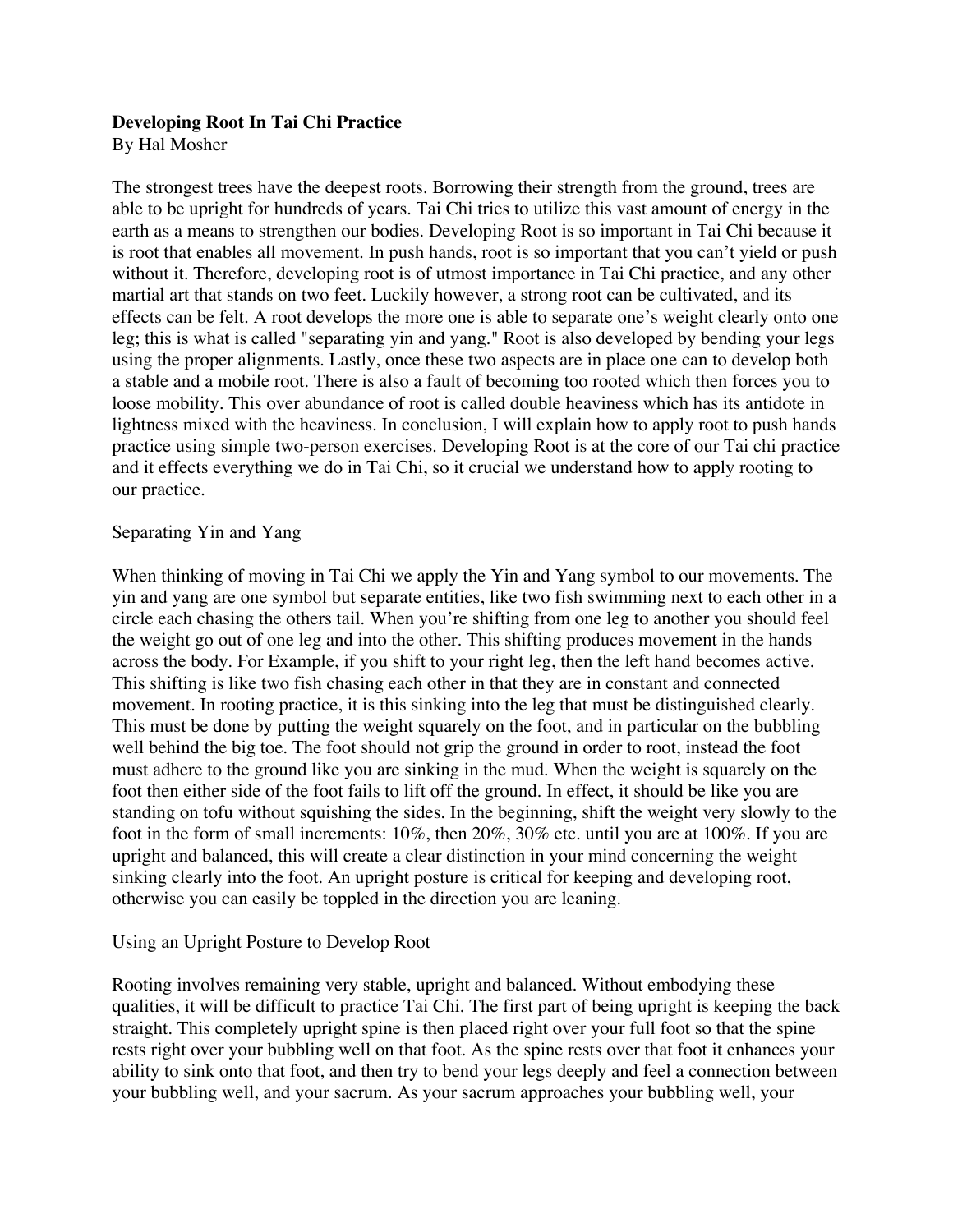**Developing Root In Tai Chi Practice**

By Hal Mosher

The strongest trees have the deepest roots. Borrowing their strength from the ground, trees are able to be upright for hundreds of years. Tai Chi tries to utilize this vast amount of energy in the earth as a means to strengthen our bodies. Developing Root is so important in Tai Chi because it is root that enables all movement. In push hands, root is so important that you can't yield or push without it. Therefore, developing root is of utmost importance in Tai Chi practice, and any other martial art that stands on two feet. Luckily however, a strong root can be cultivated, and its effects can be felt. A root develops the more one is able to separate one's weight clearly onto one leg; this is what is called "separating yin and yang." Root is also developed by bending your legs using the proper alignments. Lastly, once these two aspects are in place one can to develop both a stable and a mobile root. There is also a fault of becoming too rooted which then forces you to loose mobility. This over abundance of root is called double heaviness which has its antidote in lightness mixed with the heaviness. In conclusion, I will explain how to apply root to push hands practice using simple two-person exercises. Developing Root is at the core of our Tai chi practice and it effects everything we do in Tai Chi, so it crucial we understand how to apply rooting to our practice.

Separating Yin and Yang

When thinking of moving in Tai Chi we apply the Yin and Yang symbol to our movements. The yin and yang are one symbol but separate entities, like two fish swimming next to each other in a circle each chasing the others tail. When you're shifting from one leg to another you should feel the weight go out of one leg and into the other. This shifting produces movement in the hands across the body. For Example, if you shift to your right leg, then the left hand becomes active. This shifting is like two fish chasing each other in that they are in constant and connected movement. In rooting practice, it is this sinking into the leg that must be distinguished clearly. This must be done by putting the weight squarely on the foot, and in particular on the bubbling well behind the big toe. The foot should not grip the ground in order to root, instead the foot must adhere to the ground like you are sinking in the mud. When the weight is squarely on the foot then either side of the foot fails to lift off the ground. In effect, it should be like you are standing on tofu without squishing the sides. In the beginning, shift the weight very slowly to the foot in the form of small increments: 10%, then 20%, 30% etc. until you are at 100%. If you are upright and balanced, this will create a clear distinction in your mind concerning the weight sinking clearly into the foot. An upright posture is critical for keeping and developing root, otherwise you can easily be toppled in the direction you are leaning.

Using an Upright Posture to Develop Root

Rooting involves remaining very stable, upright and balanced. Without embodying these qualities, it will be difficult to practice Tai Chi. The first part of being upright is keeping the back straight. This completely upright spine is then placed right over your full foot so that the spine rests right over your bubbling well on that foot. As the spine rests over that foot it enhances your ability to sink onto that foot, and then try to bend your legs deeply and feel a connection between your bubbling well, and your sacrum. As your sacrum approaches your bubbling well, your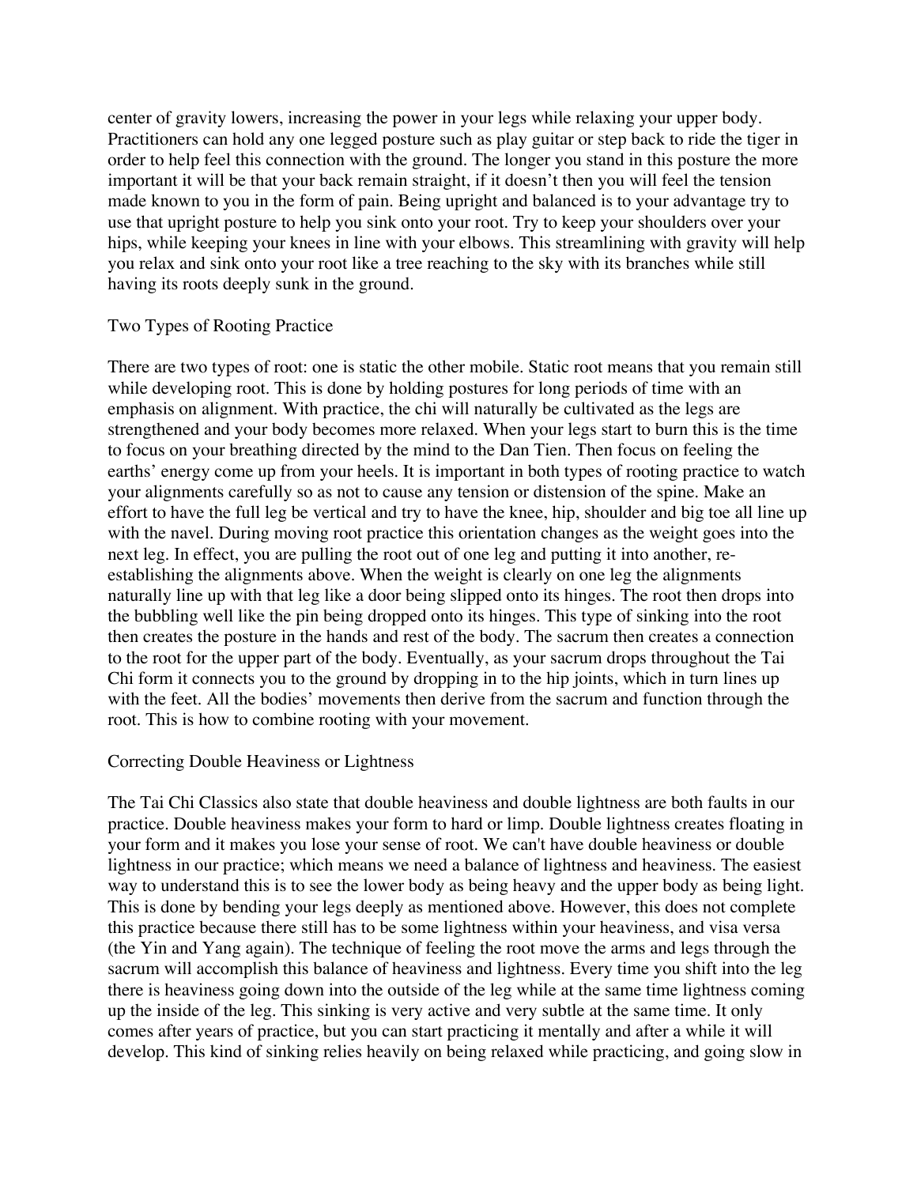center of gravity lowers, increasing the power in your legs while relaxing your upper body. Practitioners can hold any one legged posture such as play guitar or step back to ride the tiger in order to help feel this connection with the ground. The longer you stand in this posture the more important it will be that your back remain straight, if it doesn't then you will feel the tension made known to you in the form of pain. Being upright and balanced is to your advantage try to use that upright posture to help you sink onto your root. Try to keep your shoulders over your hips, while keeping your knees in line with your elbows. This streamlining with gravity will help you relax and sink onto your root like a tree reaching to the sky with its branches while still having its roots deeply sunk in the ground.

## Two Types of Rooting Practice

There are two types of root: one is static the other mobile. Static root means that you remain still while developing root. This is done by holding postures for long periods of time with an emphasis on alignment. With practice, the chi will naturally be cultivated as the legs are strengthened and your body becomes more relaxed. When your legs start to burn this is the time to focus on your breathing directed by the mind to the Dan Tien. Then focus on feeling the earths' energy come up from your heels. It is important in both types of rooting practice to watch your alignments carefully so as not to cause any tension or distension of the spine. Make an effort to have the full leg be vertical and try to have the knee, hip, shoulder and big toe all line up with the navel. During moving root practice this orientation changes as the weight goes into the next leg. In effect, you are pulling the root out of one leg and putting it into another, re-establishing the alignments above. When the weight is clearly on one leg the alignments naturally line up with that leg like a door being slipped onto its hinges. The root then drops into the bubbling well like the pin being dropped onto its hinges. This type of sinking into the root then creates the posture in the hands and rest of the body. The sacrum then creates a connection to the root for the upper part of the body. Eventually, as your sacrum drops throughout the Tai Chi form it connects you to the ground by dropping in to the hip joints, which in turn lines up with the feet. All the bodies' movements then derive from the sacrum and function through the root. This is how to combine rooting with your movement.

## Correcting Double Heaviness or Lightness

The Tai Chi Classics also state that double heaviness and double lightness are both faults in our practice. Double heaviness makes your form to hard or limp. Double lightness creates floating in your form and it makes you lose your sense of root. We can't have double heaviness or double lightness in our practice; which means we need a balance of lightness and heaviness. The easiest way to understand this is to see the lower body as being heavy and the upper body as being light. This is done by bending your legs deeply as mentioned above. However, this does not complete this practice because there still has to be some lightness within your heaviness, and visa versa (the Yin and Yang again). The technique of feeling the root move the arms and legs through the sacrum will accomplish this balance of heaviness and lightness. Every time you shift into the leg there is heaviness going down into the outside of the leg while at the same time lightness coming up the inside of the leg. This sinking is very active and very subtle at the same time. It only comes after years of practice, but you can start practicing it mentally and after a while it will develop. This kind of sinking relies heavily on being relaxed while practicing, and going slow in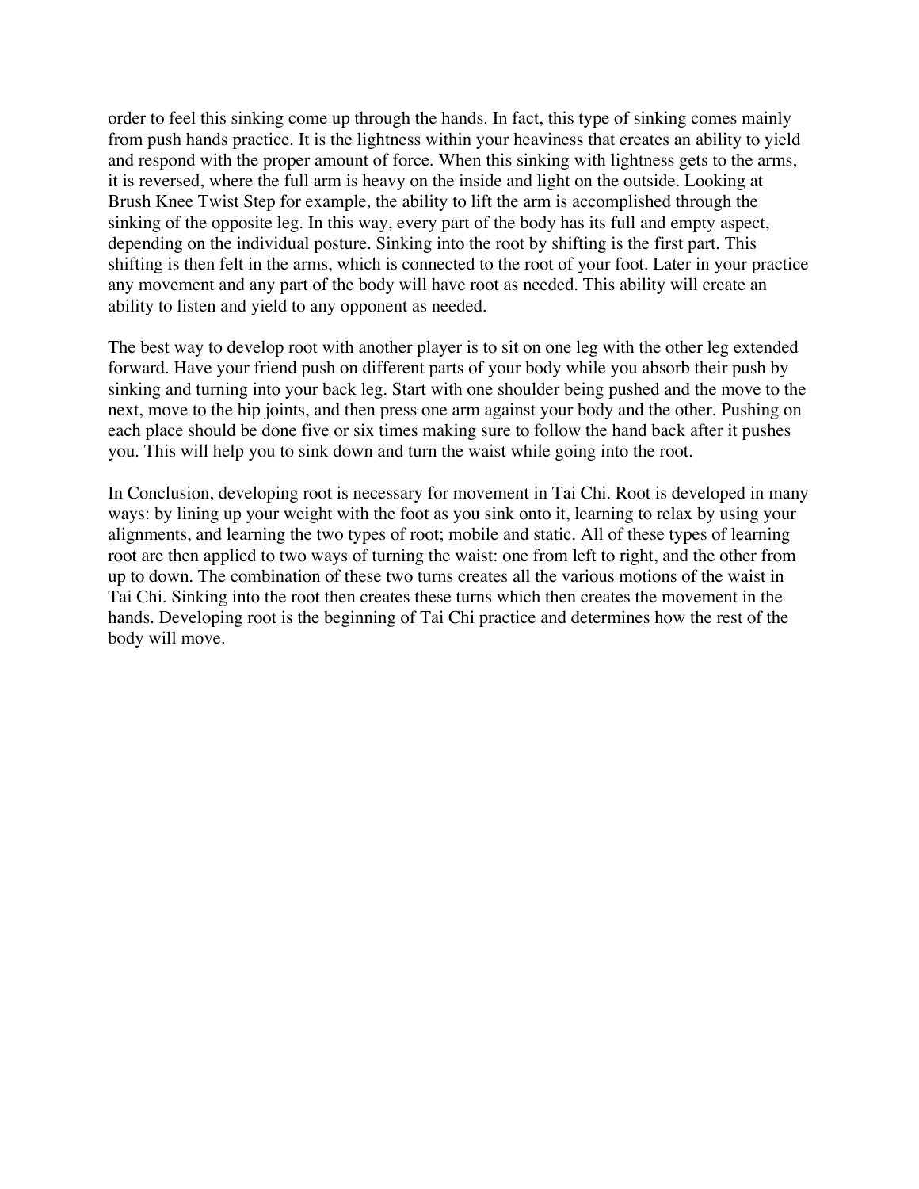order to feel this sinking come up through the hands. In fact, this type of sinking comes mainly from push hands practice. It is the lightness within your heaviness that creates an ability to yield and respond with the proper amount of force. When this sinking with lightness gets to the arms, it is reversed, where the full arm is heavy on the inside and light on the outside. Looking at Brush Knee Twist Step for example, the ability to lift the arm is accomplished through the sinking of the opposite leg. In this way, every part of the body has its full and empty aspect, depending on the individual posture. Sinking into the root by shifting is the first part. This shifting is then felt in the arms, which is connected to the root of your foot. Later in your practice any movement and any part of the body will have root as needed. This ability will create an ability to listen and yield to any opponent as needed.

The best way to develop root with another player is to sit on one leg with the other leg extended forward. Have your friend push on different parts of your body while you absorb their push by sinking and turning into your back leg. Start with one shoulder being pushed and the move to the next, move to the hip joints, and then press one arm against your body and the other. Pushing on each place should be done five or six times making sure to follow the hand back after it pushes you. This will help you to sink down and turn the waist while going into the root.

In Conclusion, developing root is necessary for movement in Tai Chi. Root is developed in many ways: by lining up your weight with the foot as you sink onto it, learning to relax by using your alignments, and learning the two types of root; mobile and static. All of these types of learning root are then applied to two ways of turning the waist: one from left to right, and the other from up to down. The combination of these two turns creates all the various motions of the waist in Tai Chi. Sinking into the root then creates these turns which then creates the movement in the hands. Developing root is the beginning of Tai Chi practice and determines how the rest of the body will move.